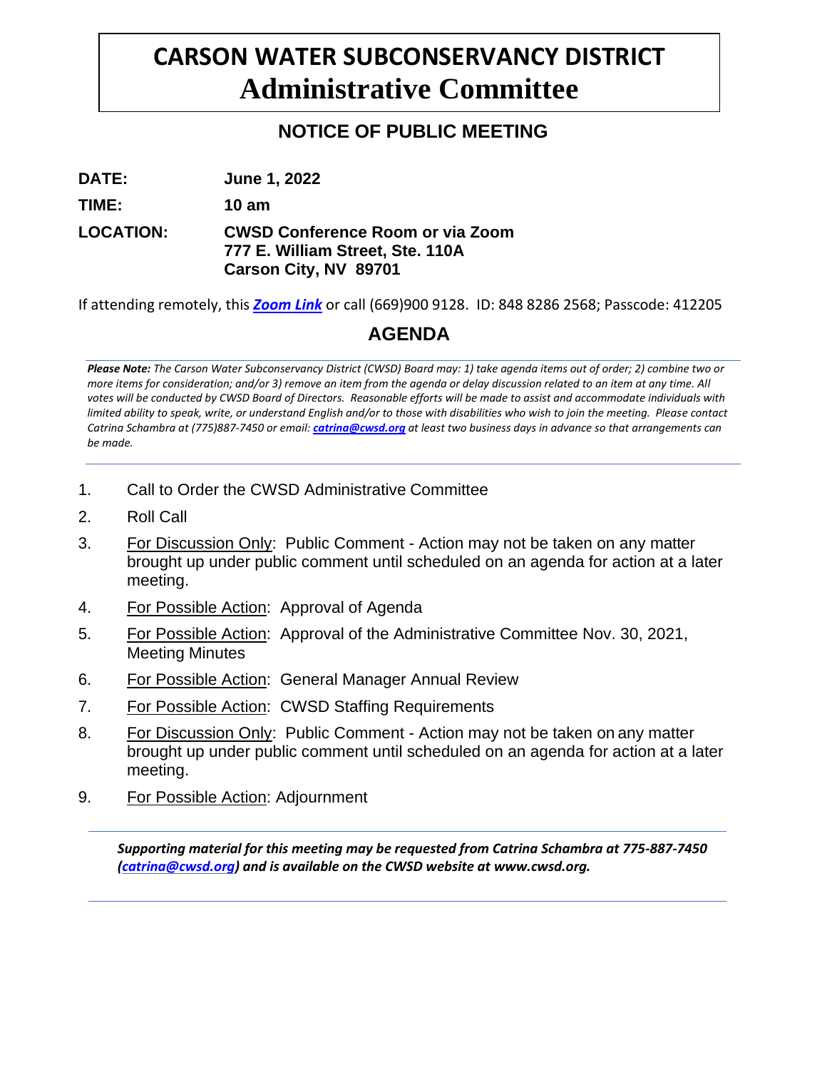# CARSON WATER SUBCONSERVANCY DISTRICT
# Administrative Committee

## NOTICE OF PUBLIC MEETING

**DATE:** **June 1, 2022**

**TIME:** **10 am**

**LOCATION:** **CWSD Conference Room or via Zoom**
**777 E. William Street, Ste. 110A**
**Carson City, NV 89701**

If attending remotely, this ***Zoom Link*** or call (669)900 9128. ID: 848 8286 2568; Passcode: 412205

## AGENDA

***Please Note:*** *The Carson Water Subconservancy District (CWSD) Board may: 1) take agenda items out of order; 2) combine two or more items for consideration; and/or 3) remove an item from the agenda or delay discussion related to an item at any time. All votes will be conducted by CWSD Board of Directors. Reasonable efforts will be made to assist and accommodate individuals with limited ability to speak, write, or understand English and/or to those with disabilities who wish to join the meeting. Please contact Catrina Schambra at (775)887-7450 or email:* ***catrina@cwsd.org*** *at least two business days in advance so that arrangements can be made.*

1. Call to Order the CWSD Administrative Committee
2. Roll Call
3. For Discussion Only: Public Comment - Action may not be taken on any matter brought up under public comment until scheduled on an agenda for action at a later meeting.
4. For Possible Action: Approval of Agenda
5. For Possible Action: Approval of the Administrative Committee Nov. 30, 2021, Meeting Minutes
6. For Possible Action: General Manager Annual Review
7. For Possible Action: CWSD Staffing Requirements
8. For Discussion Only: Public Comment - Action may not be taken on any matter brought up under public comment until scheduled on an agenda for action at a later meeting.
9. For Possible Action: Adjournment

***Supporting material for this meeting may be requested from Catrina Schambra at 775-887-7450 (catrina@cwsd.org) and is available on the CWSD website at www.cwsd.org.***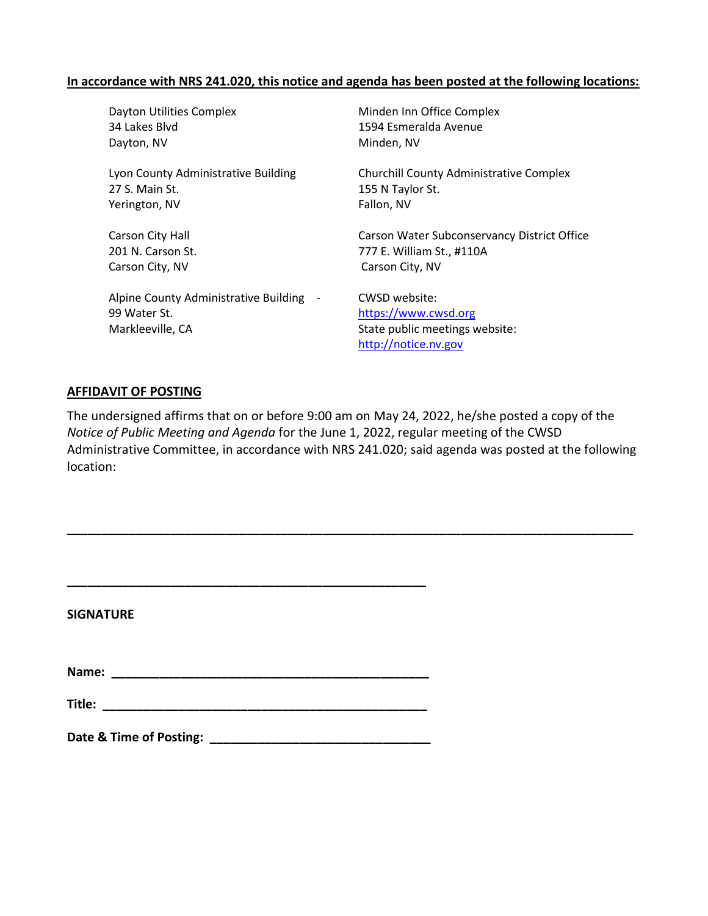**In accordance with NRS 241.020, this notice and agenda has been posted at the following locations:**

Dayton Utilities Complex
34 Lakes Blvd
Dayton, NV

Minden Inn Office Complex
1594 Esmeralda Avenue
Minden, NV

Lyon County Administrative Building
27 S. Main St.
Yerington, NV

Churchill County Administrative Complex
155 N Taylor St.
Fallon, NV

Carson City Hall
201 N. Carson St.
Carson City, NV

Carson Water Subconservancy District Office
777 E. William St., #110A
Carson City, NV

Alpine County Administrative Building -
99 Water St.
Markleeville, CA

CWSD website:
https://www.cwsd.org
State public meetings website:
http://notice.nv.gov

**AFFIDAVIT OF POSTING**

The undersigned affirms that on or before 9:00 am on May 24, 2022, he/she posted a copy of the *Notice of Public Meeting and Agenda* for the June 1, 2022, regular meeting of the CWSD Administrative Committee, in accordance with NRS 241.020; said agenda was posted at the following location:

______________________________________________________________________________

_________________________________________________

**SIGNATURE**

**Name:** ____________________________________________

**Title:** _____________________________________________

**Date & Time of Posting:** ______________________________